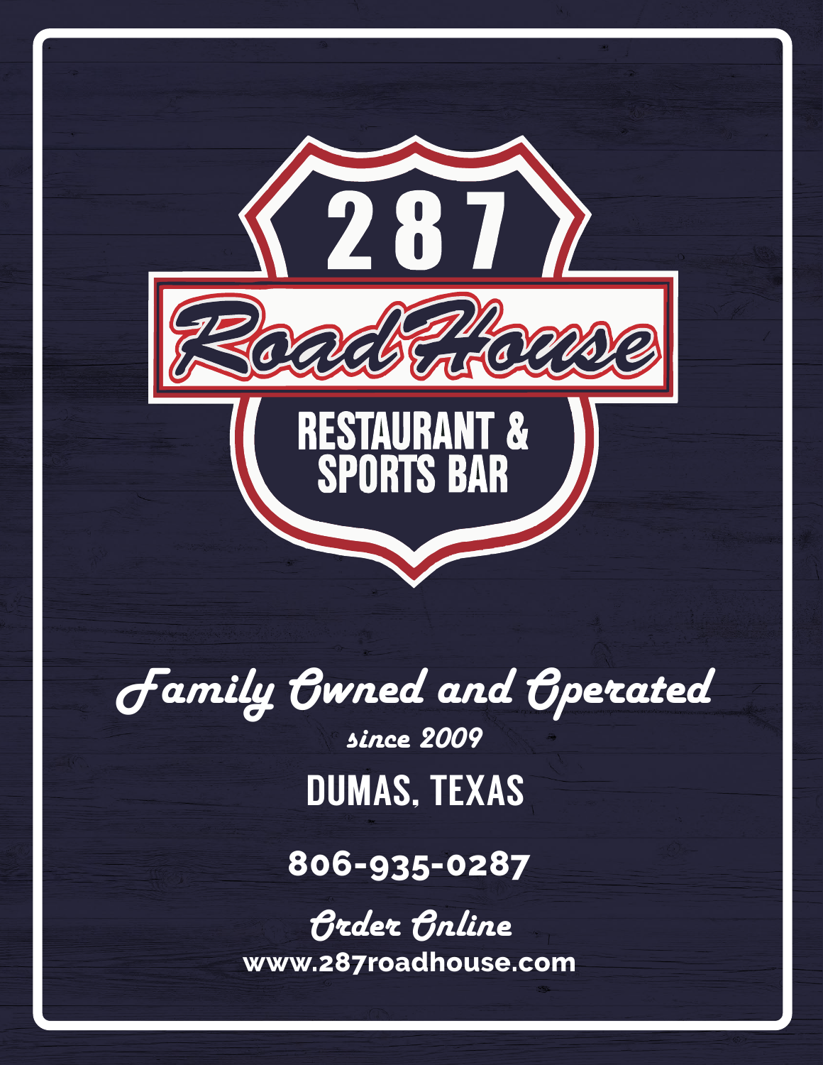# 287 Road House

## RESTAURANT & SPORTS BAR

*Family Owned and Operated*

*since 2009*

DUMAS, TEXAS

**806-935-0287**

*Order Online*

**www.287roadhouse.com**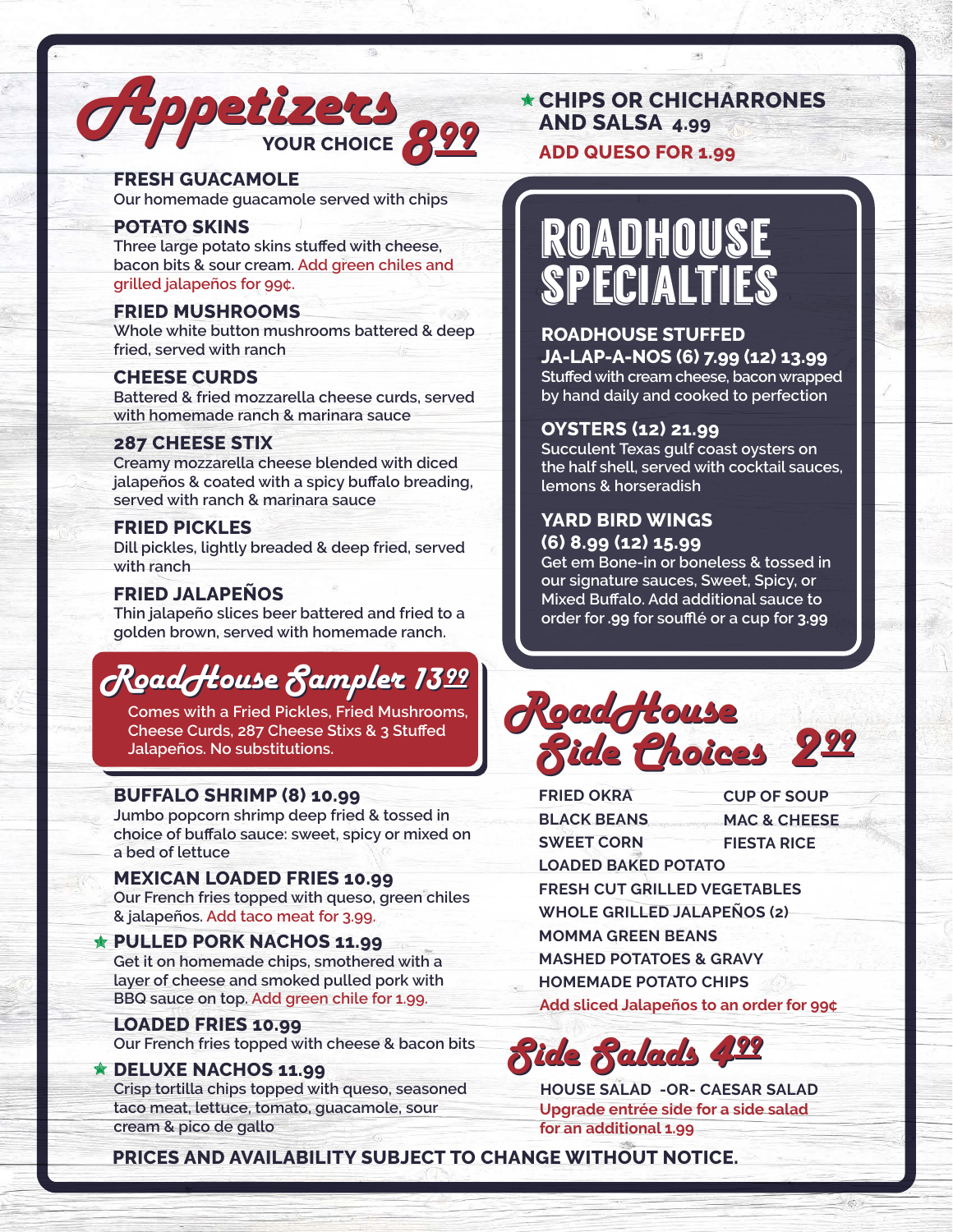# Appetizers

YOUR CHOICE 8.99

**FRESH GUACAMOLE**
Our homemade guacamole served with chips

**POTATO SKINS**
Three large potato skins stuffed with cheese, bacon bits & sour cream. Add green chiles and grilled jalapeños for 99¢.

**FRIED MUSHROOMS**
Whole white button mushrooms battered & deep fried, served with ranch

**CHEESE CURDS**
Battered & fried mozzarella cheese curds, served with homemade ranch & marinara sauce

**287 CHEESE STIX**
Creamy mozzarella cheese blended with diced jalapeños & coated with a spicy buffalo breading, served with ranch & marinara sauce

**FRIED PICKLES**
Dill pickles, lightly breaded & deep fried, served with ranch

**FRIED JALAPEÑOS**
Thin jalapeño slices beer battered and fried to a golden brown, served with homemade ranch.

## RoadHouse Sampler 13.99

Comes with a Fried Pickles, Fried Mushrooms, Cheese Curds, 287 Cheese Stixs & 3 Stuffed Jalapeños. No substitutions.

**BUFFALO SHRIMP (8) 10.99**
Jumbo popcorn shrimp deep fried & tossed in choice of buffalo sauce: sweet, spicy or mixed on a bed of lettuce

**MEXICAN LOADED FRIES 10.99**
Our French fries topped with queso, green chiles & jalapeños. Add taco meat for 3.99.

★ **PULLED PORK NACHOS 11.99**
Get it on homemade chips, smothered with a layer of cheese and smoked pulled pork with BBQ sauce on top. Add green chile for 1.99.

**LOADED FRIES 10.99**
Our French fries topped with cheese & bacon bits

★ **DELUXE NACHOS 11.99**
Crisp tortilla chips topped with queso, seasoned taco meat, lettuce, tomato, guacamole, sour cream & pico de gallo

★ **CHIPS OR CHICHARRONES AND SALSA 4.99**
ADD QUESO FOR 1.99

# ROADHOUSE SPECIALTIES

**ROADHOUSE STUFFED JA-LAP-A-NOS (6) 7.99 (12) 13.99**
Stuffed with cream cheese, bacon wrapped by hand daily and cooked to perfection

**OYSTERS (12) 21.99**
Succulent Texas gulf coast oysters on the half shell, served with cocktail sauces, lemons & horseradish

**YARD BIRD WINGS (6) 8.99 (12) 15.99**
Get em Bone-in or boneless & tossed in our signature sauces, Sweet, Spicy, or Mixed Buffalo. Add additional sauce to order for .99 for soufflé or a cup for 3.99

# RoadHouse Side Choices 2.99

- FRIED OKRA
- BLACK BEANS
- SWEET CORN
- CUP OF SOUP
- MAC & CHEESE
- FIESTA RICE
- LOADED BAKED POTATO
- FRESH CUT GRILLED VEGETABLES
- WHOLE GRILLED JALAPEÑOS (2)
- MOMMA GREEN BEANS
- MASHED POTATOES & GRAVY
- HOMEMADE POTATO CHIPS

Add sliced Jalapeños to an order for 99¢

# Side Salads 4.99

HOUSE SALAD -OR- CAESAR SALAD

Upgrade entrée side for a side salad for an additional 1.99

**PRICES AND AVAILABILITY SUBJECT TO CHANGE WITHOUT NOTICE.**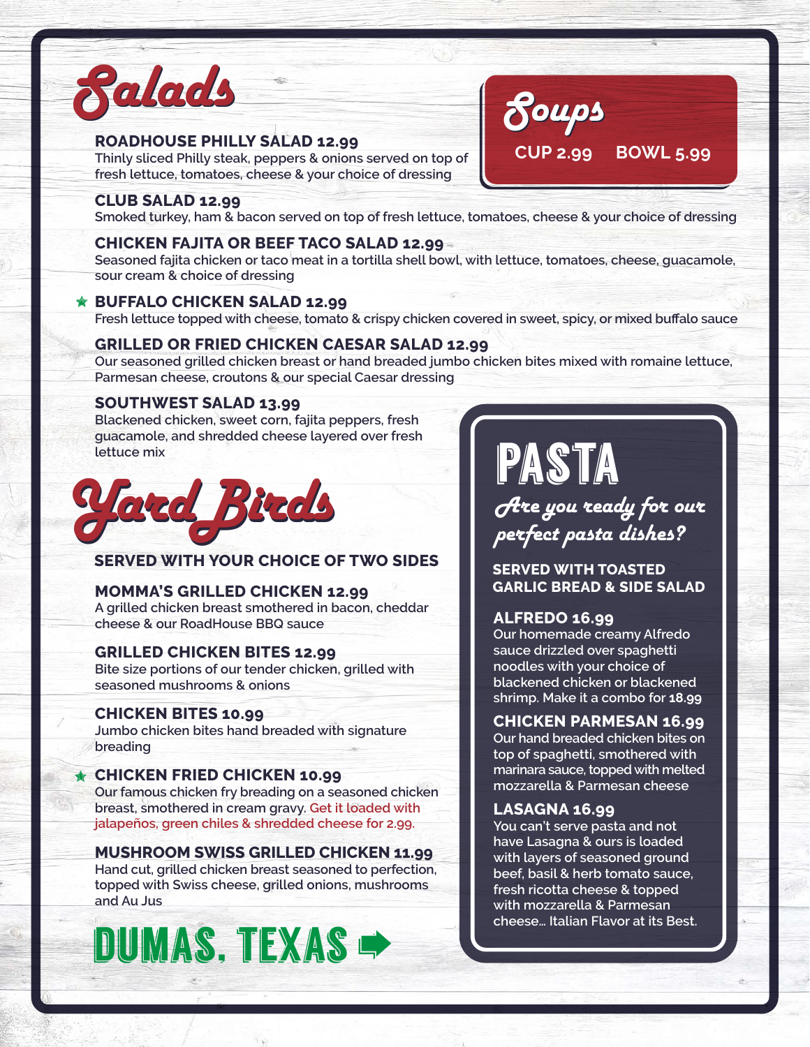# Salads

**ROADHOUSE PHILLY SALAD 12.99**
Thinly sliced Philly steak, peppers & onions served on top of fresh lettuce, tomatoes, cheese & your choice of dressing

**CLUB SALAD 12.99**
Smoked turkey, ham & bacon served on top of fresh lettuce, tomatoes, cheese & your choice of dressing

**CHICKEN FAJITA OR BEEF TACO SALAD 12.99**
Seasoned fajita chicken or taco meat in a tortilla shell bowl, with lettuce, tomatoes, cheese, guacamole, sour cream & choice of dressing

★ **BUFFALO CHICKEN SALAD 12.99**
Fresh lettuce topped with cheese, tomato & crispy chicken covered in sweet, spicy, or mixed buffalo sauce

**GRILLED OR FRIED CHICKEN CAESAR SALAD 12.99**
Our seasoned grilled chicken breast or hand breaded jumbo chicken bites mixed with romaine lettuce, Parmesan cheese, croutons & our special Caesar dressing

**SOUTHWEST SALAD 13.99**
Blackened chicken, sweet corn, fajita peppers, fresh guacamole, and shredded cheese layered over fresh lettuce mix

# Soups

**CUP 2.99** **BOWL 5.99**

# Yard Birds

**SERVED WITH YOUR CHOICE OF TWO SIDES**

**MOMMA'S GRILLED CHICKEN 12.99**
A grilled chicken breast smothered in bacon, cheddar cheese & our RoadHouse BBQ sauce

**GRILLED CHICKEN BITES 12.99**
Bite size portions of our tender chicken, grilled with seasoned mushrooms & onions

**CHICKEN BITES 10.99**
Jumbo chicken bites hand breaded with signature breading

★ **CHICKEN FRIED CHICKEN 10.99**
Our famous chicken fry breading on a seasoned chicken breast, smothered in cream gravy. Get it loaded with jalapeños, green chiles & shredded cheese for 2.99.

**MUSHROOM SWISS GRILLED CHICKEN 11.99**
Hand cut, grilled chicken breast seasoned to perfection, topped with Swiss cheese, grilled onions, mushrooms and Au Jus

# PASTA

*Are you ready for our perfect pasta dishes?*

**SERVED WITH TOASTED GARLIC BREAD & SIDE SALAD**

**ALFREDO 16.99**
Our homemade creamy Alfredo sauce drizzled over spaghetti noodles with your choice of blackened chicken or blackened shrimp. Make it a combo for **18.99**

**CHICKEN PARMESAN 16.99**
Our hand breaded chicken bites on top of spaghetti, smothered with marinara sauce, topped with melted mozzarella & Parmesan cheese

**LASAGNA 16.99**
You can't serve pasta and not have Lasagna & ours is loaded with layers of seasoned ground beef, basil & herb tomato sauce, fresh ricotta cheese & topped with mozzarella & Parmesan cheese... Italian Flavor at its Best.

**DUMAS, TEXAS** ➡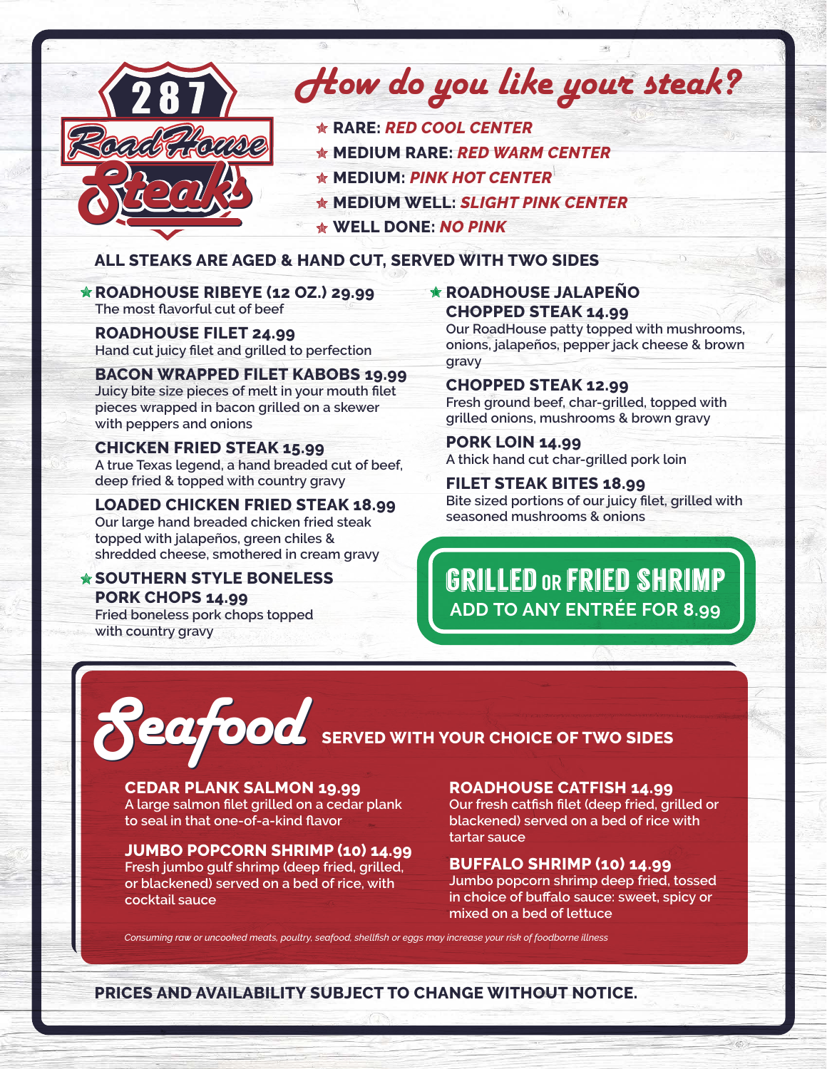# 287 RoadHouse Steaks

## How do you like your steak?

- ★ **RARE:** *RED COOL CENTER*
- ★ **MEDIUM RARE:** *RED WARM CENTER*
- ★ **MEDIUM:** *PINK HOT CENTER*
- ★ **MEDIUM WELL:** *SLIGHT PINK CENTER*
- ★ **WELL DONE:** *NO PINK*

**ALL STEAKS ARE AGED & HAND CUT, SERVED WITH TWO SIDES**

**★ ROADHOUSE RIBEYE (12 OZ.) 29.99**
The most flavorful cut of beef

**ROADHOUSE FILET 24.99**
Hand cut juicy filet and grilled to perfection

**BACON WRAPPED FILET KABOBS 19.99**
Juicy bite size pieces of melt in your mouth filet pieces wrapped in bacon grilled on a skewer with peppers and onions

**CHICKEN FRIED STEAK 15.99**
A true Texas legend, a hand breaded cut of beef, deep fried & topped with country gravy

**LOADED CHICKEN FRIED STEAK 18.99**
Our large hand breaded chicken fried steak topped with jalapeños, green chiles & shredded cheese, smothered in cream gravy

**★ SOUTHERN STYLE BONELESS PORK CHOPS 14.99**
Fried boneless pork chops topped with country gravy

**★ ROADHOUSE JALAPEÑO CHOPPED STEAK 14.99**
Our RoadHouse patty topped with mushrooms, onions, jalapeños, pepper jack cheese & brown gravy

**CHOPPED STEAK 12.99**
Fresh ground beef, char-grilled, topped with grilled onions, mushrooms & brown gravy

**PORK LOIN 14.99**
A thick hand cut char-grilled pork loin

**FILET STEAK BITES 18.99**
Bite sized portions of our juicy filet, grilled with seasoned mushrooms & onions

**GRILLED OR FRIED SHRIMP**
**ADD TO ANY ENTRÉE FOR 8.99**

## Seafood

**SERVED WITH YOUR CHOICE OF TWO SIDES**

**CEDAR PLANK SALMON 19.99**
A large salmon filet grilled on a cedar plank to seal in that one-of-a-kind flavor

**JUMBO POPCORN SHRIMP (10) 14.99**
Fresh jumbo gulf shrimp (deep fried, grilled, or blackened) served on a bed of rice, with cocktail sauce

**ROADHOUSE CATFISH 14.99**
Our fresh catfish filet (deep fried, grilled or blackened) served on a bed of rice with tartar sauce

**BUFFALO SHRIMP (10) 14.99**
Jumbo popcorn shrimp deep fried, tossed in choice of buffalo sauce: sweet, spicy or mixed on a bed of lettuce

*Consuming raw or uncooked meats, poultry, seafood, shellfish or eggs may increase your risk of foodborne illness*

**PRICES AND AVAILABILITY SUBJECT TO CHANGE WITHOUT NOTICE.**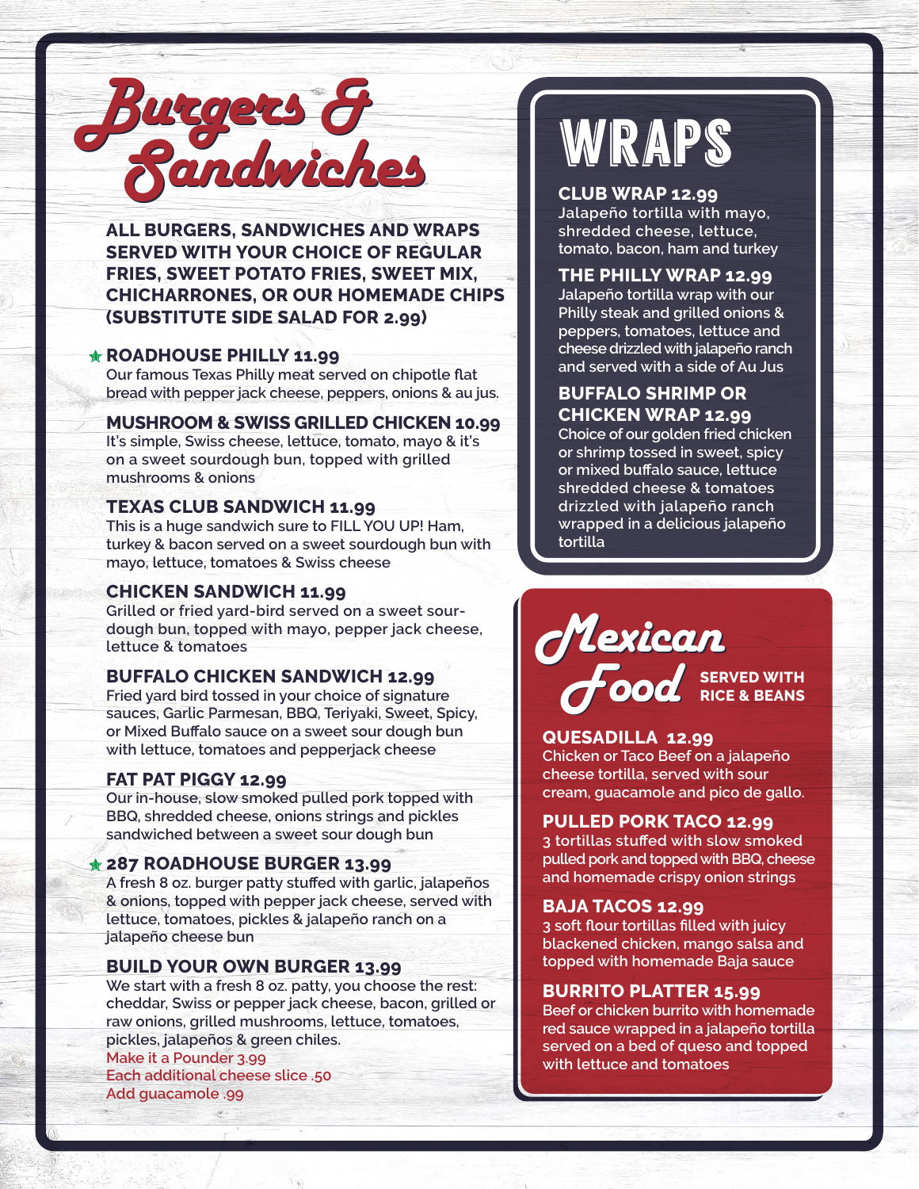# Burgers & Sandwiches

**ALL BURGERS, SANDWICHES AND WRAPS SERVED WITH YOUR CHOICE OF REGULAR FRIES, SWEET POTATO FRIES, SWEET MIX, CHICHARRONES, OR OUR HOMEMADE CHIPS (SUBSTITUTE SIDE SALAD FOR 2.99)**

### ★ ROADHOUSE PHILLY 11.99
Our famous Texas Philly meat served on chipotle flat bread with pepper jack cheese, peppers, onions & au jus.

### MUSHROOM & SWISS GRILLED CHICKEN 10.99
It's simple, Swiss cheese, lettuce, tomato, mayo & it's on a sweet sourdough bun, topped with grilled mushrooms & onions

### TEXAS CLUB SANDWICH 11.99
This is a huge sandwich sure to FILL YOU UP! Ham, turkey & bacon served on a sweet sourdough bun with mayo, lettuce, tomatoes & Swiss cheese

### CHICKEN SANDWICH 11.99
Grilled or fried yard-bird served on a sweet sour-dough bun, topped with mayo, pepper jack cheese, lettuce & tomatoes

### BUFFALO CHICKEN SANDWICH 12.99
Fried yard bird tossed in your choice of signature sauces, Garlic Parmesan, BBQ, Teriyaki, Sweet, Spicy, or Mixed Buffalo sauce on a sweet sour dough bun with lettuce, tomatoes and pepperjack cheese

### FAT PAT PIGGY 12.99
Our in-house, slow smoked pulled pork topped with BBQ, shredded cheese, onions strings and pickles sandwiched between a sweet sour dough bun

### ★ 287 ROADHOUSE BURGER 13.99
A fresh 8 oz. burger patty stuffed with garlic, jalapeños & onions, topped with pepper jack cheese, served with lettuce, tomatoes, pickles & jalapeño ranch on a jalapeño cheese bun

### BUILD YOUR OWN BURGER 13.99
We start with a fresh 8 oz. patty, you choose the rest: cheddar, Swiss or pepper jack cheese, bacon, grilled or raw onions, grilled mushrooms, lettuce, tomatoes, pickles, jalapeños & green chiles.

Make it a Pounder 3.99
Each additional cheese slice .50
Add guacamole .99

# WRAPS

### CLUB WRAP 12.99
Jalapeño tortilla with mayo, shredded cheese, lettuce, tomato, bacon, ham and turkey

### THE PHILLY WRAP 12.99
Jalapeño tortilla wrap with our Philly steak and grilled onions & peppers, tomatoes, lettuce and cheese drizzled with jalapeño ranch and served with a side of Au Jus

### BUFFALO SHRIMP OR CHICKEN WRAP 12.99
Choice of our golden fried chicken or shrimp tossed in sweet, spicy or mixed buffalo sauce, lettuce shredded cheese & tomatoes drizzled with jalapeño ranch wrapped in a delicious jalapeño tortilla

# Mexican Food

**SERVED WITH RICE & BEANS**

### QUESADILLA 12.99
Chicken or Taco Beef on a jalapeño cheese tortilla, served with sour cream, guacamole and pico de gallo.

### PULLED PORK TACO 12.99
3 tortillas stuffed with slow smoked pulled pork and topped with BBQ, cheese and homemade crispy onion strings

### BAJA TACOS 12.99
3 soft flour tortillas filled with juicy blackened chicken, mango salsa and topped with homemade Baja sauce

### BURRITO PLATTER 15.99
Beef or chicken burrito with homemade red sauce wrapped in a jalapeño tortilla served on a bed of queso and topped with lettuce and tomatoes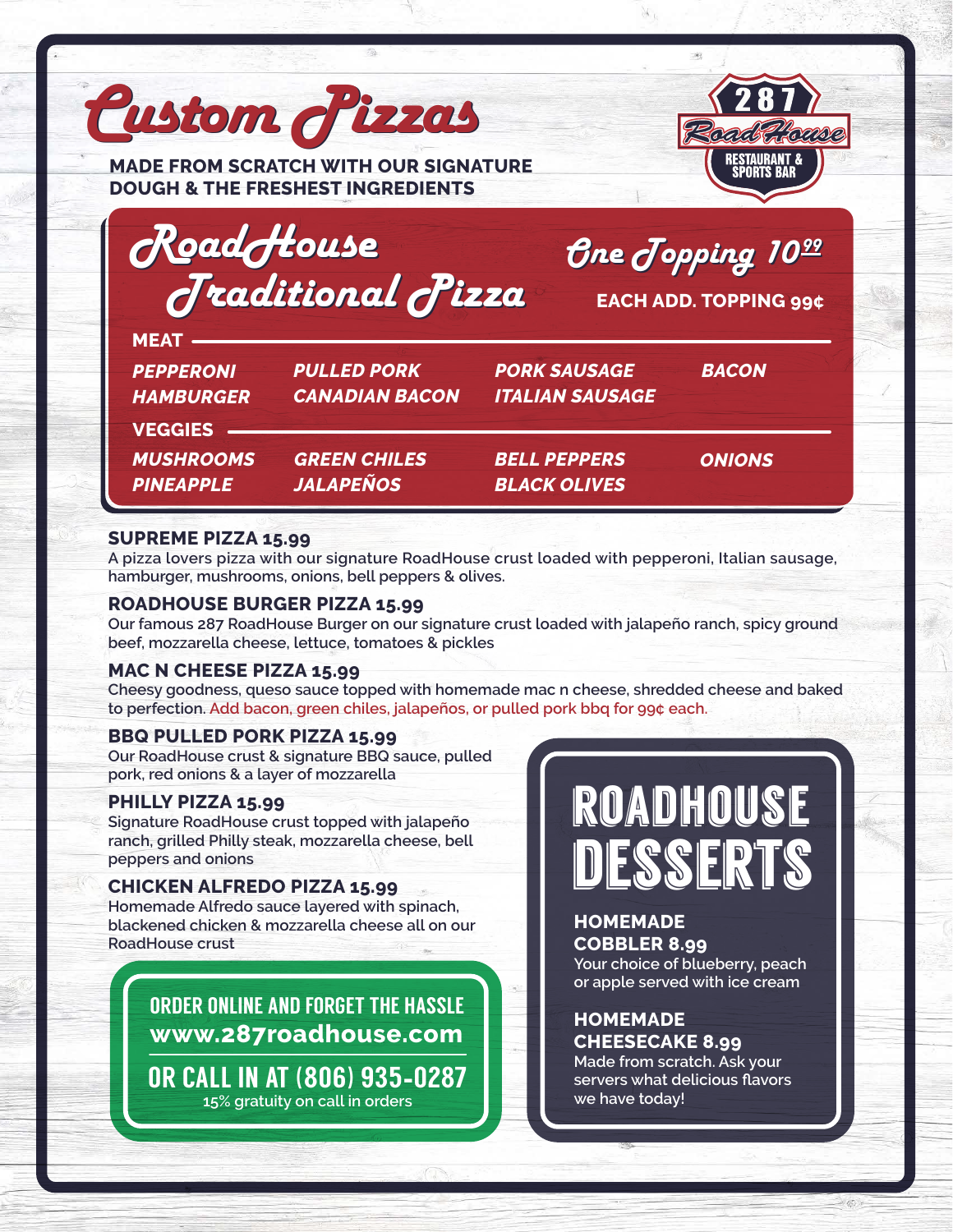# Custom Pizzas

**MADE FROM SCRATCH WITH OUR SIGNATURE DOUGH & THE FRESHEST INGREDIENTS**

287 RoadHouse RESTAURANT & SPORTS BAR

## RoadHouse Traditional Pizza

**One Topping 10.99**

**EACH ADD. TOPPING 99¢**

### MEAT

| | | | |
|---|---|---|---|
| *PEPPERONI* | *PULLED PORK* | *PORK SAUSAGE* | *BACON* |
| *HAMBURGER* | *CANADIAN BACON* | *ITALIAN SAUSAGE* | |

### VEGGIES

| | | | |
|---|---|---|---|
| *MUSHROOMS* | *GREEN CHILES* | *BELL PEPPERS* | *ONIONS* |
| *PINEAPPLE* | *JALAPEÑOS* | *BLACK OLIVES* | |

**SUPREME PIZZA 15.99**
A pizza lovers pizza with our signature RoadHouse crust loaded with pepperoni, Italian sausage, hamburger, mushrooms, onions, bell peppers & olives.

**ROADHOUSE BURGER PIZZA 15.99**
Our famous 287 RoadHouse Burger on our signature crust loaded with jalapeño ranch, spicy ground beef, mozzarella cheese, lettuce, tomatoes & pickles

**MAC N CHEESE PIZZA 15.99**
Cheesy goodness, queso sauce topped with homemade mac n cheese, shredded cheese and baked to perfection. Add bacon, green chiles, jalapeños, or pulled pork bbq for 99¢ each.

**BBQ PULLED PORK PIZZA 15.99**
Our RoadHouse crust & signature BBQ sauce, pulled pork, red onions & a layer of mozzarella

**PHILLY PIZZA 15.99**
Signature RoadHouse crust topped with jalapeño ranch, grilled Philly steak, mozzarella cheese, bell peppers and onions

**CHICKEN ALFREDO PIZZA 15.99**
Homemade Alfredo sauce layered with spinach, blackened chicken & mozzarella cheese all on our RoadHouse crust

ORDER ONLINE AND FORGET THE HASSLE
**www.287roadhouse.com**
OR CALL IN AT (806) 935-0287
15% gratuity on call in orders

## ROADHOUSE DESSERTS

**HOMEMADE COBBLER 8.99**
Your choice of blueberry, peach or apple served with ice cream

**HOMEMADE CHEESECAKE 8.99**
Made from scratch. Ask your servers what delicious flavors we have today!